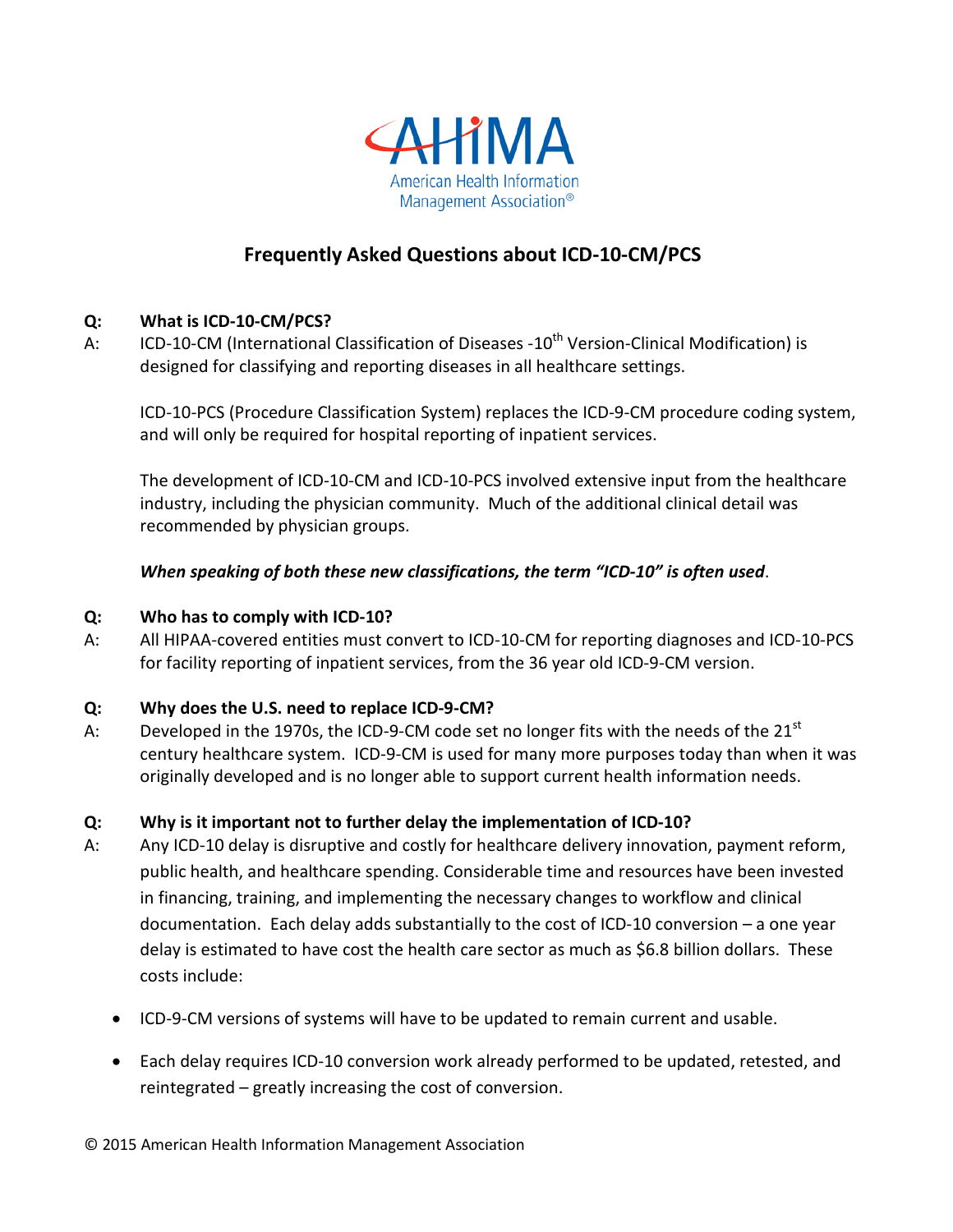AHIMA

American Health Information Management Association®

# Frequently Asked Questions about ICD-10-CM/PCS

**Q: What is ICD-10-CM/PCS?**

A: ICD-10-CM (International Classification of Diseases -10th Version-Clinical Modification) is designed for classifying and reporting diseases in all healthcare settings.

ICD-10-PCS (Procedure Classification System) replaces the ICD-9-CM procedure coding system, and will only be required for hospital reporting of inpatient services.

The development of ICD-10-CM and ICD-10-PCS involved extensive input from the healthcare industry, including the physician community. Much of the additional clinical detail was recommended by physician groups.

***When speaking of both these new classifications, the term "ICD-10" is often used*.**

**Q: Who has to comply with ICD-10?**

A: All HIPAA-covered entities must convert to ICD-10-CM for reporting diagnoses and ICD-10-PCS for facility reporting of inpatient services, from the 36 year old ICD-9-CM version.

**Q: Why does the U.S. need to replace ICD-9-CM?**

A: Developed in the 1970s, the ICD-9-CM code set no longer fits with the needs of the 21st century healthcare system. ICD-9-CM is used for many more purposes today than when it was originally developed and is no longer able to support current health information needs.

**Q: Why is it important not to further delay the implementation of ICD-10?**

A: Any ICD-10 delay is disruptive and costly for healthcare delivery innovation, payment reform, public health, and healthcare spending. Considerable time and resources have been invested in financing, training, and implementing the necessary changes to workflow and clinical documentation. Each delay adds substantially to the cost of ICD-10 conversion – a one year delay is estimated to have cost the health care sector as much as $6.8 billion dollars. These costs include:

- ICD-9-CM versions of systems will have to be updated to remain current and usable.
- Each delay requires ICD-10 conversion work already performed to be updated, retested, and reintegrated – greatly increasing the cost of conversion.

© 2015 American Health Information Management Association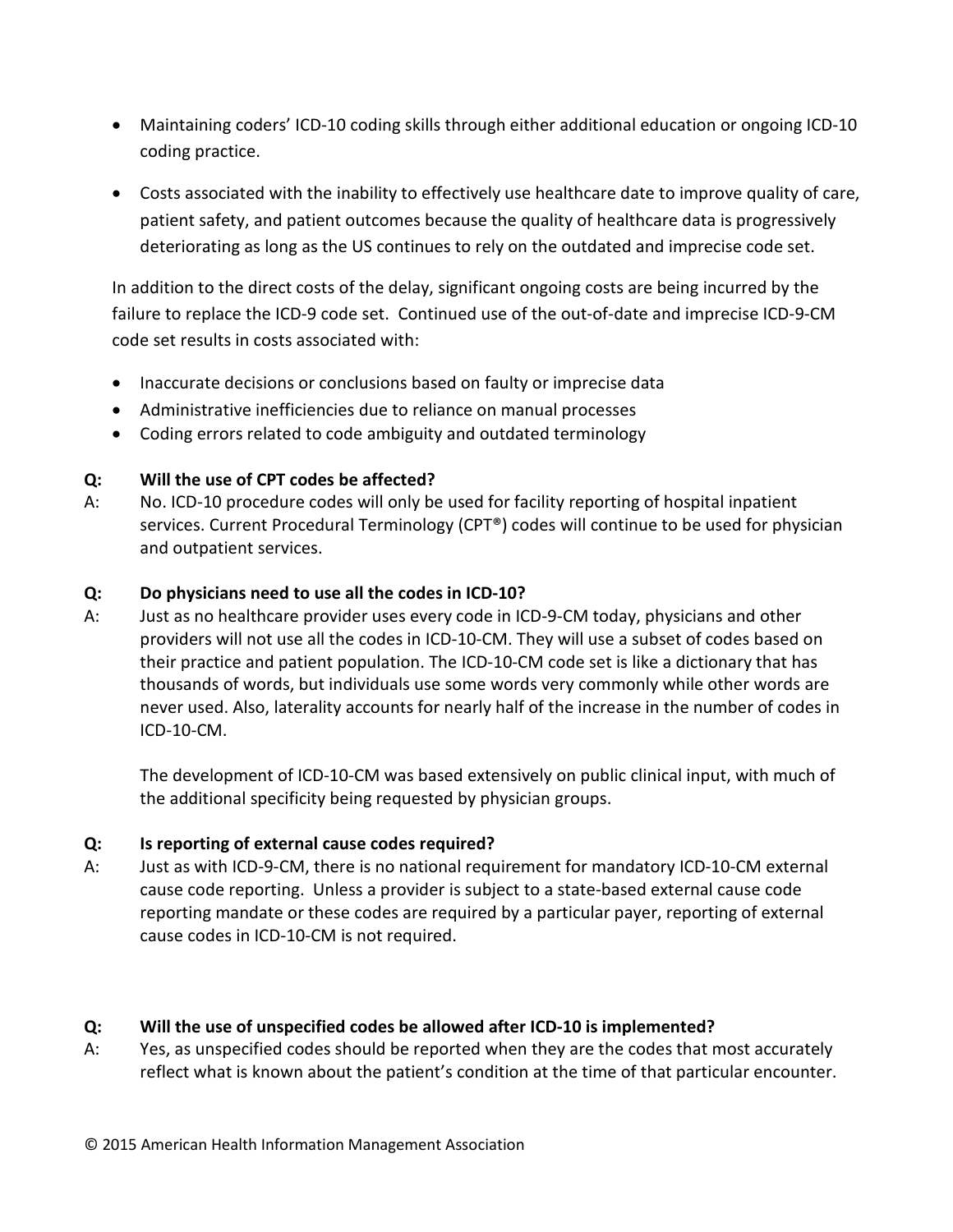- Maintaining coders' ICD-10 coding skills through either additional education or ongoing ICD-10 coding practice.
- Costs associated with the inability to effectively use healthcare date to improve quality of care, patient safety, and patient outcomes because the quality of healthcare data is progressively deteriorating as long as the US continues to rely on the outdated and imprecise code set.

In addition to the direct costs of the delay, significant ongoing costs are being incurred by the failure to replace the ICD-9 code set. Continued use of the out-of-date and imprecise ICD-9-CM code set results in costs associated with:

- Inaccurate decisions or conclusions based on faulty or imprecise data
- Administrative inefficiencies due to reliance on manual processes
- Coding errors related to code ambiguity and outdated terminology

**Q: Will the use of CPT codes be affected?**

A: No. ICD-10 procedure codes will only be used for facility reporting of hospital inpatient services. Current Procedural Terminology (CPT®) codes will continue to be used for physician and outpatient services.

**Q: Do physicians need to use all the codes in ICD-10?**

A: Just as no healthcare provider uses every code in ICD-9-CM today, physicians and other providers will not use all the codes in ICD-10-CM. They will use a subset of codes based on their practice and patient population. The ICD-10-CM code set is like a dictionary that has thousands of words, but individuals use some words very commonly while other words are never used. Also, laterality accounts for nearly half of the increase in the number of codes in ICD-10-CM.

The development of ICD-10-CM was based extensively on public clinical input, with much of the additional specificity being requested by physician groups.

**Q: Is reporting of external cause codes required?**

A: Just as with ICD-9-CM, there is no national requirement for mandatory ICD-10-CM external cause code reporting. Unless a provider is subject to a state-based external cause code reporting mandate or these codes are required by a particular payer, reporting of external cause codes in ICD-10-CM is not required.

**Q: Will the use of unspecified codes be allowed after ICD-10 is implemented?**

A: Yes, as unspecified codes should be reported when they are the codes that most accurately reflect what is known about the patient's condition at the time of that particular encounter.

© 2015 American Health Information Management Association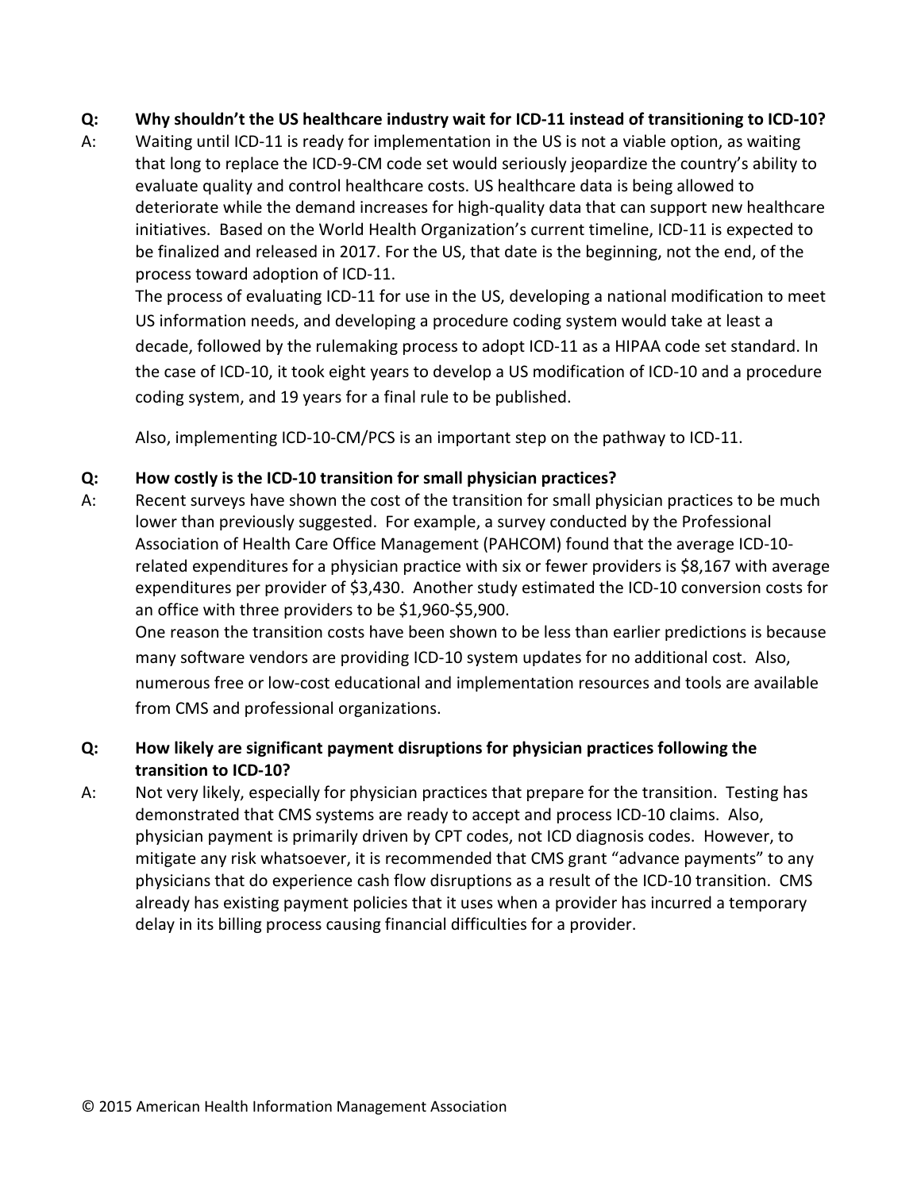**Q: Why shouldn't the US healthcare industry wait for ICD-11 instead of transitioning to ICD-10?**

A: Waiting until ICD-11 is ready for implementation in the US is not a viable option, as waiting that long to replace the ICD-9-CM code set would seriously jeopardize the country's ability to evaluate quality and control healthcare costs. US healthcare data is being allowed to deteriorate while the demand increases for high-quality data that can support new healthcare initiatives. Based on the World Health Organization's current timeline, ICD-11 is expected to be finalized and released in 2017. For the US, that date is the beginning, not the end, of the process toward adoption of ICD-11.

The process of evaluating ICD-11 for use in the US, developing a national modification to meet US information needs, and developing a procedure coding system would take at least a decade, followed by the rulemaking process to adopt ICD-11 as a HIPAA code set standard. In the case of ICD-10, it took eight years to develop a US modification of ICD-10 and a procedure coding system, and 19 years for a final rule to be published.

Also, implementing ICD-10-CM/PCS is an important step on the pathway to ICD-11.

**Q: How costly is the ICD-10 transition for small physician practices?**

A: Recent surveys have shown the cost of the transition for small physician practices to be much lower than previously suggested. For example, a survey conducted by the Professional Association of Health Care Office Management (PAHCOM) found that the average ICD-10-related expenditures for a physician practice with six or fewer providers is $8,167 with average expenditures per provider of $3,430. Another study estimated the ICD-10 conversion costs for an office with three providers to be $1,960-$5,900.

One reason the transition costs have been shown to be less than earlier predictions is because many software vendors are providing ICD-10 system updates for no additional cost. Also, numerous free or low-cost educational and implementation resources and tools are available from CMS and professional organizations.

**Q: How likely are significant payment disruptions for physician practices following the transition to ICD-10?**

A: Not very likely, especially for physician practices that prepare for the transition. Testing has demonstrated that CMS systems are ready to accept and process ICD-10 claims. Also, physician payment is primarily driven by CPT codes, not ICD diagnosis codes. However, to mitigate any risk whatsoever, it is recommended that CMS grant "advance payments" to any physicians that do experience cash flow disruptions as a result of the ICD-10 transition. CMS already has existing payment policies that it uses when a provider has incurred a temporary delay in its billing process causing financial difficulties for a provider.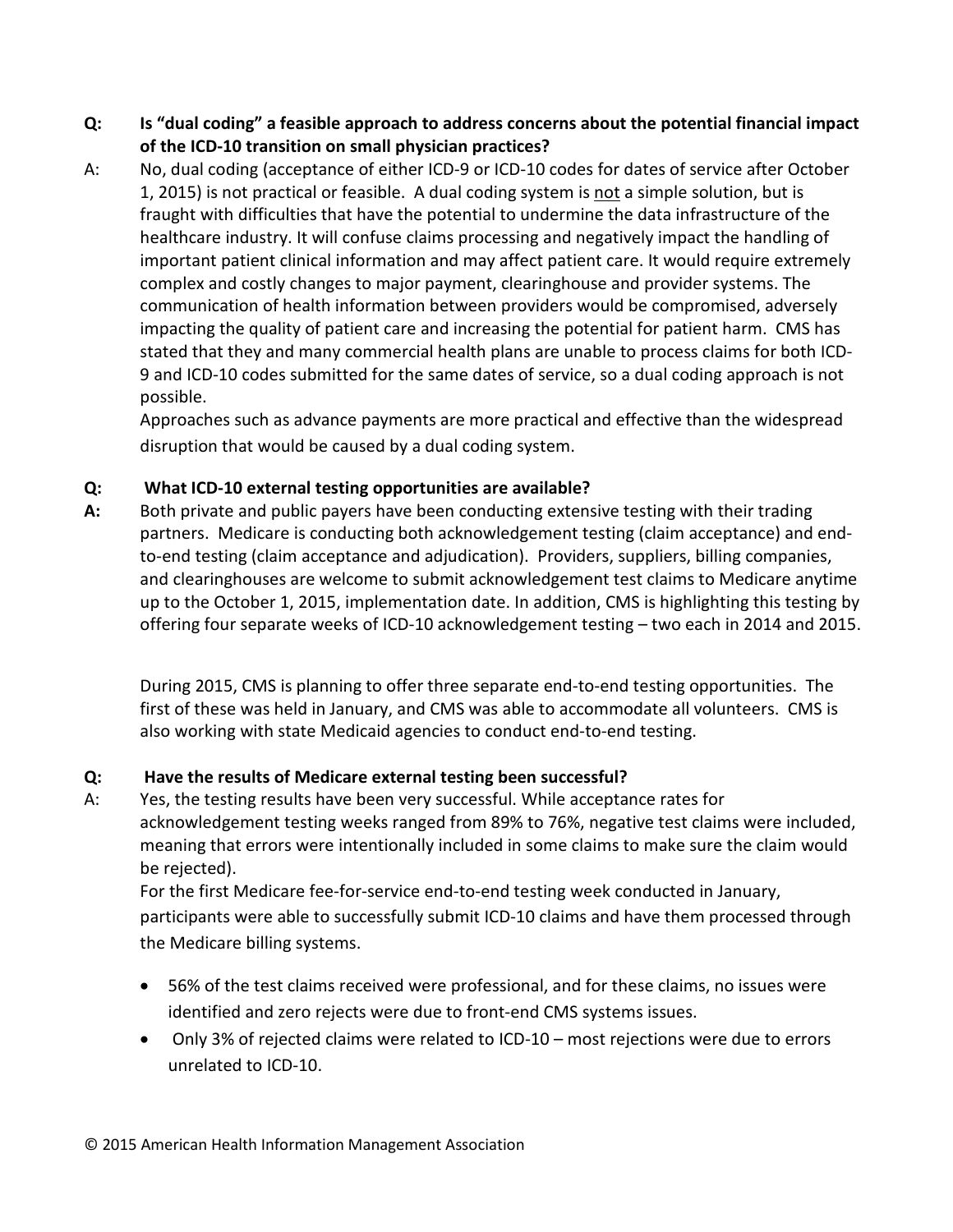**Q: Is "dual coding" a feasible approach to address concerns about the potential financial impact of the ICD-10 transition on small physician practices?**

A: No, dual coding (acceptance of either ICD-9 or ICD-10 codes for dates of service after October 1, 2015) is not practical or feasible. A dual coding system is not a simple solution, but is fraught with difficulties that have the potential to undermine the data infrastructure of the healthcare industry. It will confuse claims processing and negatively impact the handling of important patient clinical information and may affect patient care. It would require extremely complex and costly changes to major payment, clearinghouse and provider systems. The communication of health information between providers would be compromised, adversely impacting the quality of patient care and increasing the potential for patient harm. CMS has stated that they and many commercial health plans are unable to process claims for both ICD-9 and ICD-10 codes submitted for the same dates of service, so a dual coding approach is not possible.

Approaches such as advance payments are more practical and effective than the widespread disruption that would be caused by a dual coding system.

**Q: What ICD-10 external testing opportunities are available?**

**A:** Both private and public payers have been conducting extensive testing with their trading partners. Medicare is conducting both acknowledgement testing (claim acceptance) and end-to-end testing (claim acceptance and adjudication). Providers, suppliers, billing companies, and clearinghouses are welcome to submit acknowledgement test claims to Medicare anytime up to the October 1, 2015, implementation date. In addition, CMS is highlighting this testing by offering four separate weeks of ICD-10 acknowledgement testing – two each in 2014 and 2015.

During 2015, CMS is planning to offer three separate end-to-end testing opportunities. The first of these was held in January, and CMS was able to accommodate all volunteers. CMS is also working with state Medicaid agencies to conduct end-to-end testing.

**Q: Have the results of Medicare external testing been successful?**

A: Yes, the testing results have been very successful. While acceptance rates for acknowledgement testing weeks ranged from 89% to 76%, negative test claims were included, meaning that errors were intentionally included in some claims to make sure the claim would be rejected).

For the first Medicare fee-for-service end-to-end testing week conducted in January, participants were able to successfully submit ICD-10 claims and have them processed through the Medicare billing systems.

- 56% of the test claims received were professional, and for these claims, no issues were identified and zero rejects were due to front-end CMS systems issues.
- Only 3% of rejected claims were related to ICD-10 – most rejections were due to errors unrelated to ICD-10.

© 2015 American Health Information Management Association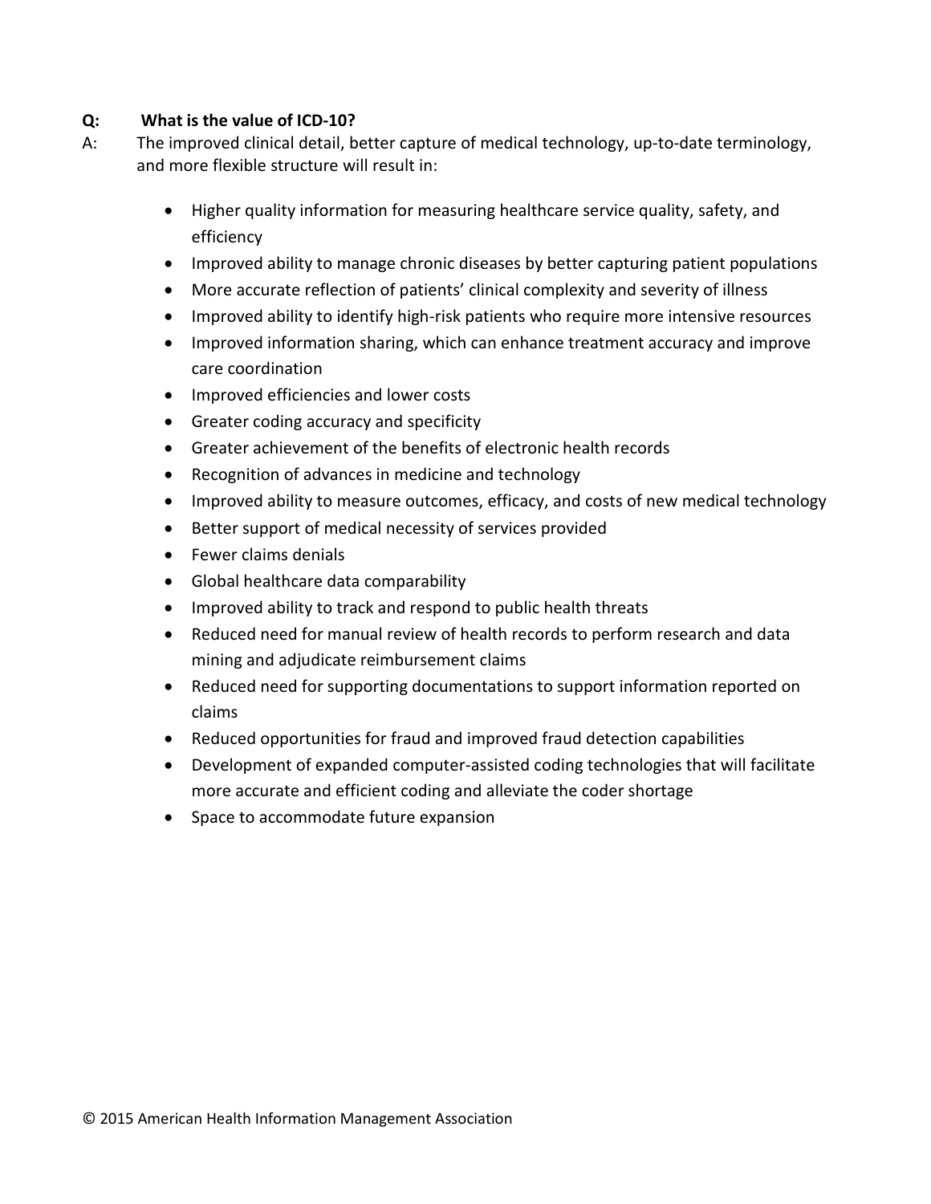**Q: What is the value of ICD-10?**

A: The improved clinical detail, better capture of medical technology, up-to-date terminology, and more flexible structure will result in:

- Higher quality information for measuring healthcare service quality, safety, and efficiency
- Improved ability to manage chronic diseases by better capturing patient populations
- More accurate reflection of patients' clinical complexity and severity of illness
- Improved ability to identify high-risk patients who require more intensive resources
- Improved information sharing, which can enhance treatment accuracy and improve care coordination
- Improved efficiencies and lower costs
- Greater coding accuracy and specificity
- Greater achievement of the benefits of electronic health records
- Recognition of advances in medicine and technology
- Improved ability to measure outcomes, efficacy, and costs of new medical technology
- Better support of medical necessity of services provided
- Fewer claims denials
- Global healthcare data comparability
- Improved ability to track and respond to public health threats
- Reduced need for manual review of health records to perform research and data mining and adjudicate reimbursement claims
- Reduced need for supporting documentations to support information reported on claims
- Reduced opportunities for fraud and improved fraud detection capabilities
- Development of expanded computer-assisted coding technologies that will facilitate more accurate and efficient coding and alleviate the coder shortage
- Space to accommodate future expansion

© 2015 American Health Information Management Association